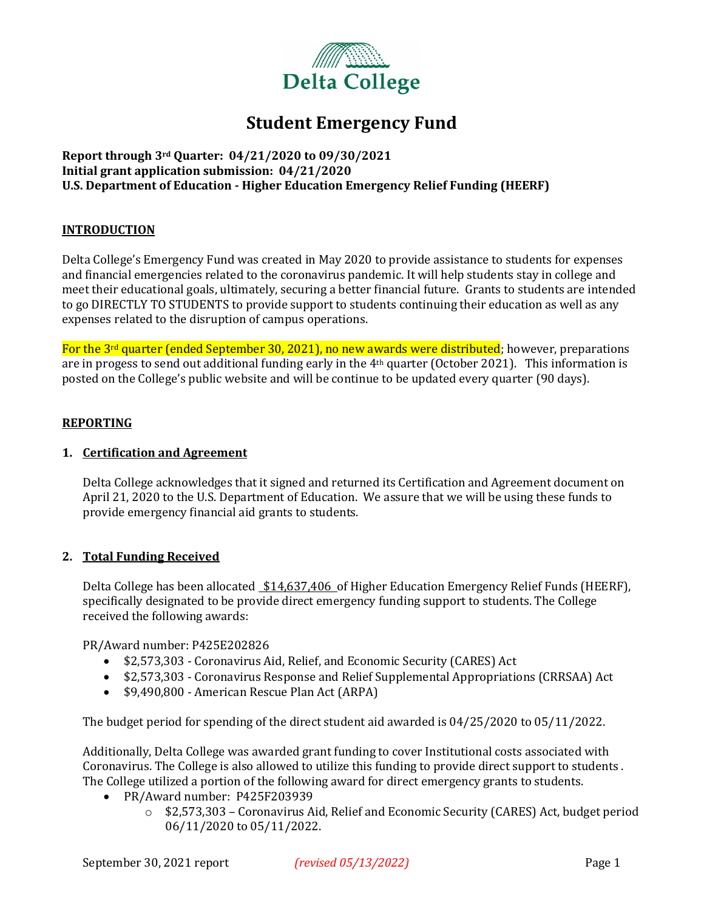Delta College

# Student Emergency Fund

**Report through 3rd Quarter: 04/21/2020 to 09/30/2021**
**Initial grant application submission: 04/21/2020**
**U.S. Department of Education - Higher Education Emergency Relief Funding (HEERF)**

## INTRODUCTION

Delta College's Emergency Fund was created in May 2020 to provide assistance to students for expenses and financial emergencies related to the coronavirus pandemic. It will help students stay in college and meet their educational goals, ultimately, securing a better financial future. Grants to students are intended to go DIRECTLY TO STUDENTS to provide support to students continuing their education as well as any expenses related to the disruption of campus operations.

For the 3rd quarter (ended September 30, 2021), no new awards were distributed; however, preparations are in progess to send out additional funding early in the 4th quarter (October 2021). This information is posted on the College's public website and will be continue to be updated every quarter (90 days).

## REPORTING

### 1. Certification and Agreement

Delta College acknowledges that it signed and returned its Certification and Agreement document on April 21, 2020 to the U.S. Department of Education. We assure that we will be using these funds to provide emergency financial aid grants to students.

### 2. Total Funding Received

Delta College has been allocated $14,637,406 of Higher Education Emergency Relief Funds (HEERF), specifically designated to be provide direct emergency funding support to students. The College received the following awards:

PR/Award number: P425E202826

- $2,573,303 - Coronavirus Aid, Relief, and Economic Security (CARES) Act
- $2,573,303 - Coronavirus Response and Relief Supplemental Appropriations (CRRSAA) Act
- $9,490,800 - American Rescue Plan Act (ARPA)

The budget period for spending of the direct student aid awarded is 04/25/2020 to 05/11/2022.

Additionally, Delta College was awarded grant funding to cover Institutional costs associated with Coronavirus. The College is also allowed to utilize this funding to provide direct support to students. The College utilized a portion of the following award for direct emergency grants to students.

- PR/Award number: P425F203939
  - $2,573,303 – Coronavirus Aid, Relief and Economic Security (CARES) Act, budget period 06/11/2020 to 05/11/2022.

September 30, 2021 report *(revised 05/13/2022)*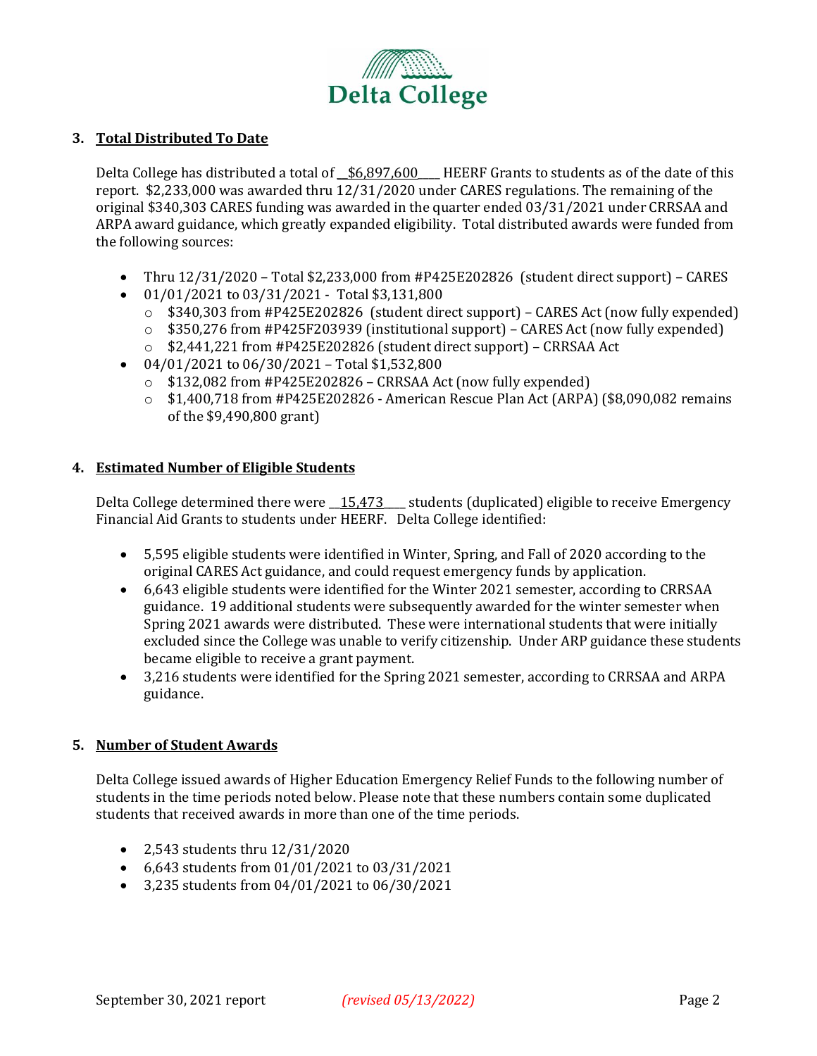**Delta College**

### 3. Total Distributed To Date

Delta College has distributed a total of \_\_$6,897,600\_\_\_\_ HEERF Grants to students as of the date of this report. $2,233,000 was awarded thru 12/31/2020 under CARES regulations. The remaining of the original $340,303 CARES funding was awarded in the quarter ended 03/31/2021 under CRRSAA and ARPA award guidance, which greatly expanded eligibility. Total distributed awards were funded from the following sources:

- Thru 12/31/2020 – Total $2,233,000 from #P425E202826 (student direct support) – CARES
- 01/01/2021 to 03/31/2021 - Total $3,131,800
  - $340,303 from #P425E202826 (student direct support) – CARES Act (now fully expended)
  - $350,276 from #P425F203939 (institutional support) – CARES Act (now fully expended)
  - $2,441,221 from #P425E202826 (student direct support) – CRRSAA Act
- 04/01/2021 to 06/30/2021 – Total $1,532,800
  - $132,082 from #P425E202826 – CRRSAA Act (now fully expended)
  - $1,400,718 from #P425E202826 - American Rescue Plan Act (ARPA) ($8,090,082 remains of the $9,490,800 grant)

### 4. Estimated Number of Eligible Students

Delta College determined there were \_\_15,473\_\_\_\_ students (duplicated) eligible to receive Emergency Financial Aid Grants to students under HEERF. Delta College identified:

- 5,595 eligible students were identified in Winter, Spring, and Fall of 2020 according to the original CARES Act guidance, and could request emergency funds by application.
- 6,643 eligible students were identified for the Winter 2021 semester, according to CRRSAA guidance. 19 additional students were subsequently awarded for the winter semester when Spring 2021 awards were distributed. These were international students that were initially excluded since the College was unable to verify citizenship. Under ARP guidance these students became eligible to receive a grant payment.
- 3,216 students were identified for the Spring 2021 semester, according to CRRSAA and ARPA guidance.

### 5. Number of Student Awards

Delta College issued awards of Higher Education Emergency Relief Funds to the following number of students in the time periods noted below. Please note that these numbers contain some duplicated students that received awards in more than one of the time periods.

- 2,543 students thru 12/31/2020
- 6,643 students from 01/01/2021 to 03/31/2021
- 3,235 students from 04/01/2021 to 06/30/2021

September 30, 2021 report *(revised 05/13/2022)*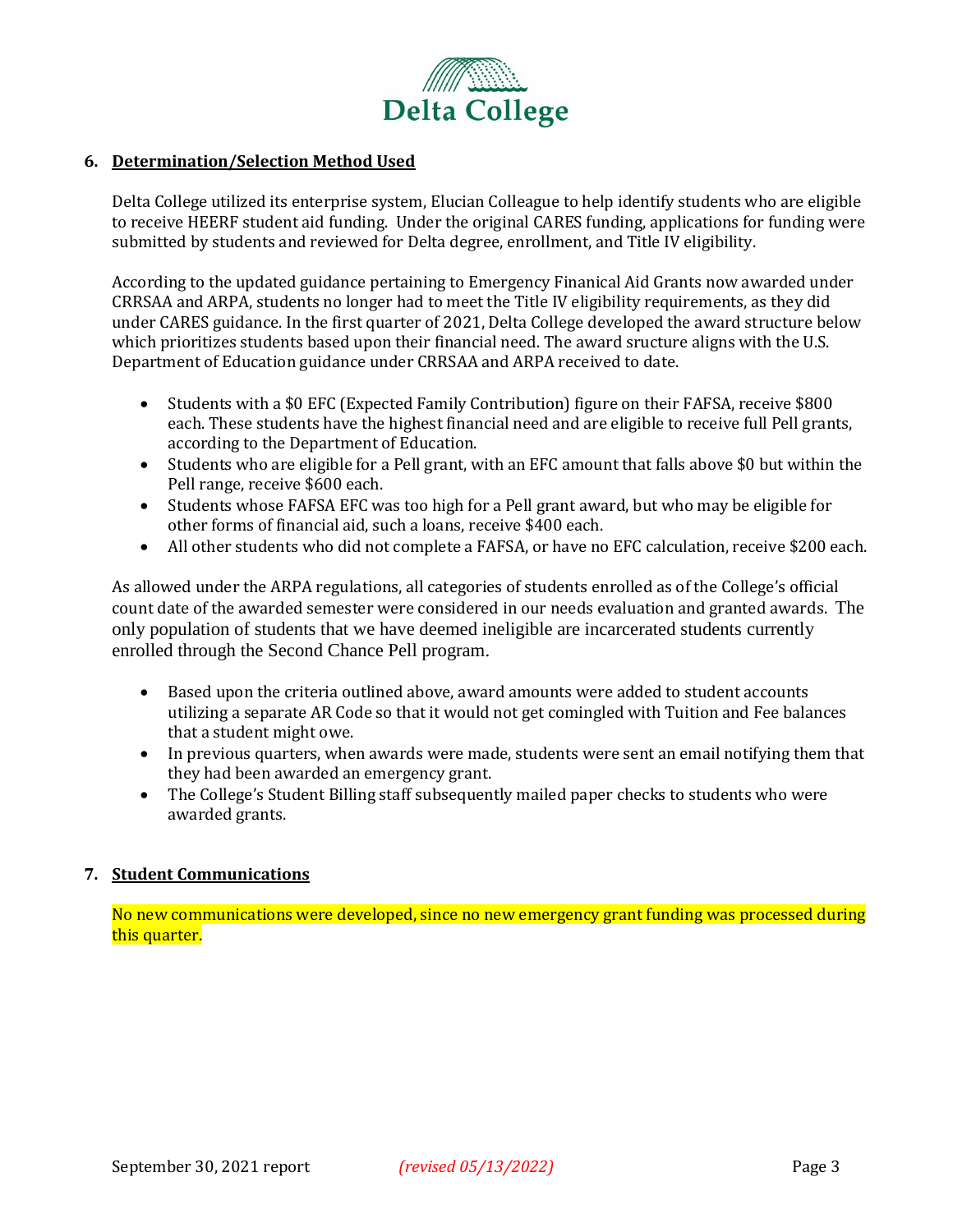Delta College

## 6. Determination/Selection Method Used

Delta College utilized its enterprise system, Elucian Colleague to help identify students who are eligible to receive HEERF student aid funding. Under the original CARES funding, applications for funding were submitted by students and reviewed for Delta degree, enrollment, and Title IV eligibility.

According to the updated guidance pertaining to Emergency Finanical Aid Grants now awarded under CRRSAA and ARPA, students no longer had to meet the Title IV eligibility requirements, as they did under CARES guidance. In the first quarter of 2021, Delta College developed the award structure below which prioritizes students based upon their financial need. The award sructure aligns with the U.S. Department of Education guidance under CRRSAA and ARPA received to date.

- Students with a $0 EFC (Expected Family Contribution) figure on their FAFSA, receive $800 each. These students have the highest financial need and are eligible to receive full Pell grants, according to the Department of Education.
- Students who are eligible for a Pell grant, with an EFC amount that falls above $0 but within the Pell range, receive $600 each.
- Students whose FAFSA EFC was too high for a Pell grant award, but who may be eligible for other forms of financial aid, such a loans, receive $400 each.
- All other students who did not complete a FAFSA, or have no EFC calculation, receive $200 each.

As allowed under the ARPA regulations, all categories of students enrolled as of the College's official count date of the awarded semester were considered in our needs evaluation and granted awards. The only population of students that we have deemed ineligible are incarcerated students currently enrolled through the Second Chance Pell program.

- Based upon the criteria outlined above, award amounts were added to student accounts utilizing a separate AR Code so that it would not get comingled with Tuition and Fee balances that a student might owe.
- In previous quarters, when awards were made, students were sent an email notifying them that they had been awarded an emergency grant.
- The College's Student Billing staff subsequently mailed paper checks to students who were awarded grants.

## 7. Student Communications

No new communications were developed, since no new emergency grant funding was processed during this quarter.

September 30, 2021 report *(revised 05/13/2022)*